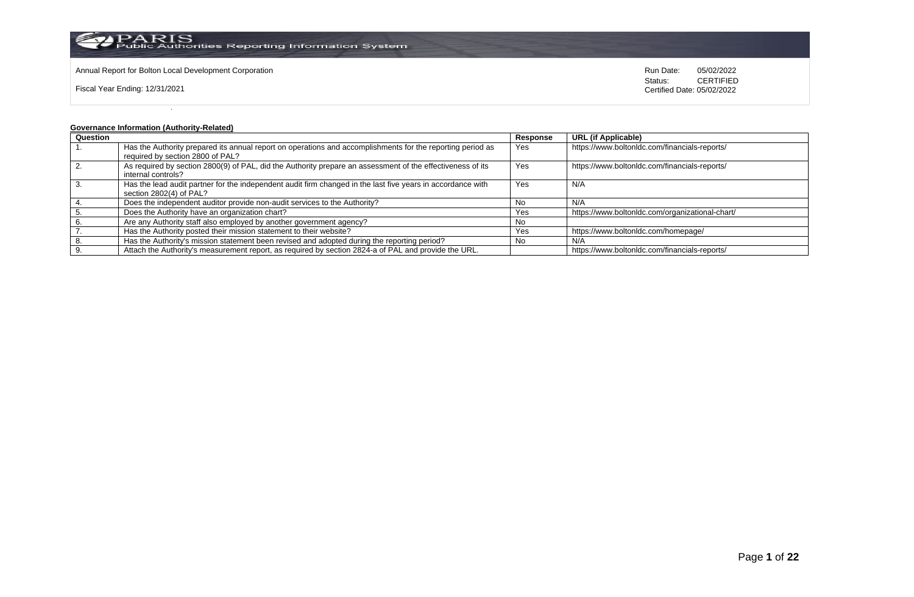Annual Report for Bolton Local Development Corporation

Fiscal Year Ending: 12/31/2021

Run Date: 05/02/2022
Status: CERTIFIED
Certified Date: 05/02/2022

## Governance Information (Authority-Related)

| Question | | Response | URL (if Applicable) |
|---|---|---|---|
| 1. | Has the Authority prepared its annual report on operations and accomplishments for the reporting period as required by section 2800 of PAL? | Yes | https://www.boltonldc.com/financials-reports/ |
| 2. | As required by section 2800(9) of PAL, did the Authority prepare an assessment of the effectiveness of its internal controls? | Yes | https://www.boltonldc.com/financials-reports/ |
| 3. | Has the lead audit partner for the independent audit firm changed in the last five years in accordance with section 2802(4) of PAL? | Yes | N/A |
| 4. | Does the independent auditor provide non-audit services to the Authority? | No | N/A |
| 5. | Does the Authority have an organization chart? | Yes | https://www.boltonldc.com/organizational-chart/ |
| 6. | Are any Authority staff also employed by another government agency? | No | |
| 7. | Has the Authority posted their mission statement to their website? | Yes | https://www.boltonldc.com/homepage/ |
| 8. | Has the Authority's mission statement been revised and adopted during the reporting period? | No | N/A |
| 9. | Attach the Authority's measurement report, as required by section 2824-a of PAL and provide the URL. | | https://www.boltonldc.com/financials-reports/ |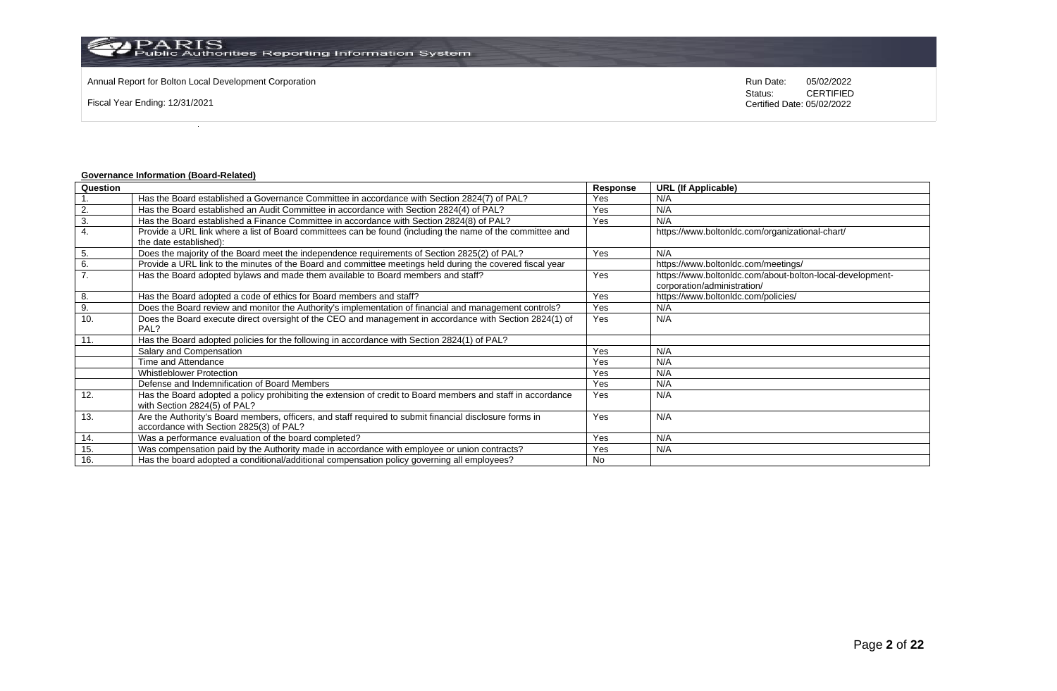Annual Report for Bolton Local Development Corporation

Fiscal Year Ending: 12/31/2021

Run Date: 05/02/2022
Status: CERTIFIED
Certified Date: 05/02/2022

**Governance Information (Board-Related)**

| Question | | Response | URL (If Applicable) |
|---|---|---|---|
| 1. | Has the Board established a Governance Committee in accordance with Section 2824(7) of PAL? | Yes | N/A |
| 2. | Has the Board established an Audit Committee in accordance with Section 2824(4) of PAL? | Yes | N/A |
| 3. | Has the Board established a Finance Committee in accordance with Section 2824(8) of PAL? | Yes | N/A |
| 4. | Provide a URL link where a list of Board committees can be found (including the name of the committee and the date established): | | https://www.boltonldc.com/organizational-chart/ |
| 5. | Does the majority of the Board meet the independence requirements of Section 2825(2) of PAL? | Yes | N/A |
| 6. | Provide a URL link to the minutes of the Board and committee meetings held during the covered fiscal year | | https://www.boltonldc.com/meetings/ |
| 7. | Has the Board adopted bylaws and made them available to Board members and staff? | Yes | https://www.boltonldc.com/about-bolton-local-development-corporation/administration/ |
| 8. | Has the Board adopted a code of ethics for Board members and staff? | Yes | https://www.boltonldc.com/policies/ |
| 9. | Does the Board review and monitor the Authority's implementation of financial and management controls? | Yes | N/A |
| 10. | Does the Board execute direct oversight of the CEO and management in accordance with Section 2824(1) of PAL? | Yes | N/A |
| 11. | Has the Board adopted policies for the following in accordance with Section 2824(1) of PAL? | | |
| | Salary and Compensation | Yes | N/A |
| | Time and Attendance | Yes | N/A |
| | Whistleblower Protection | Yes | N/A |
| | Defense and Indemnification of Board Members | Yes | N/A |
| 12. | Has the Board adopted a policy prohibiting the extension of credit to Board members and staff in accordance with Section 2824(5) of PAL? | Yes | N/A |
| 13. | Are the Authority's Board members, officers, and staff required to submit financial disclosure forms in accordance with Section 2825(3) of PAL? | Yes | N/A |
| 14. | Was a performance evaluation of the board completed? | Yes | N/A |
| 15. | Was compensation paid by the Authority made in accordance with employee or union contracts? | Yes | N/A |
| 16. | Has the board adopted a conditional/additional compensation policy governing all employees? | No | |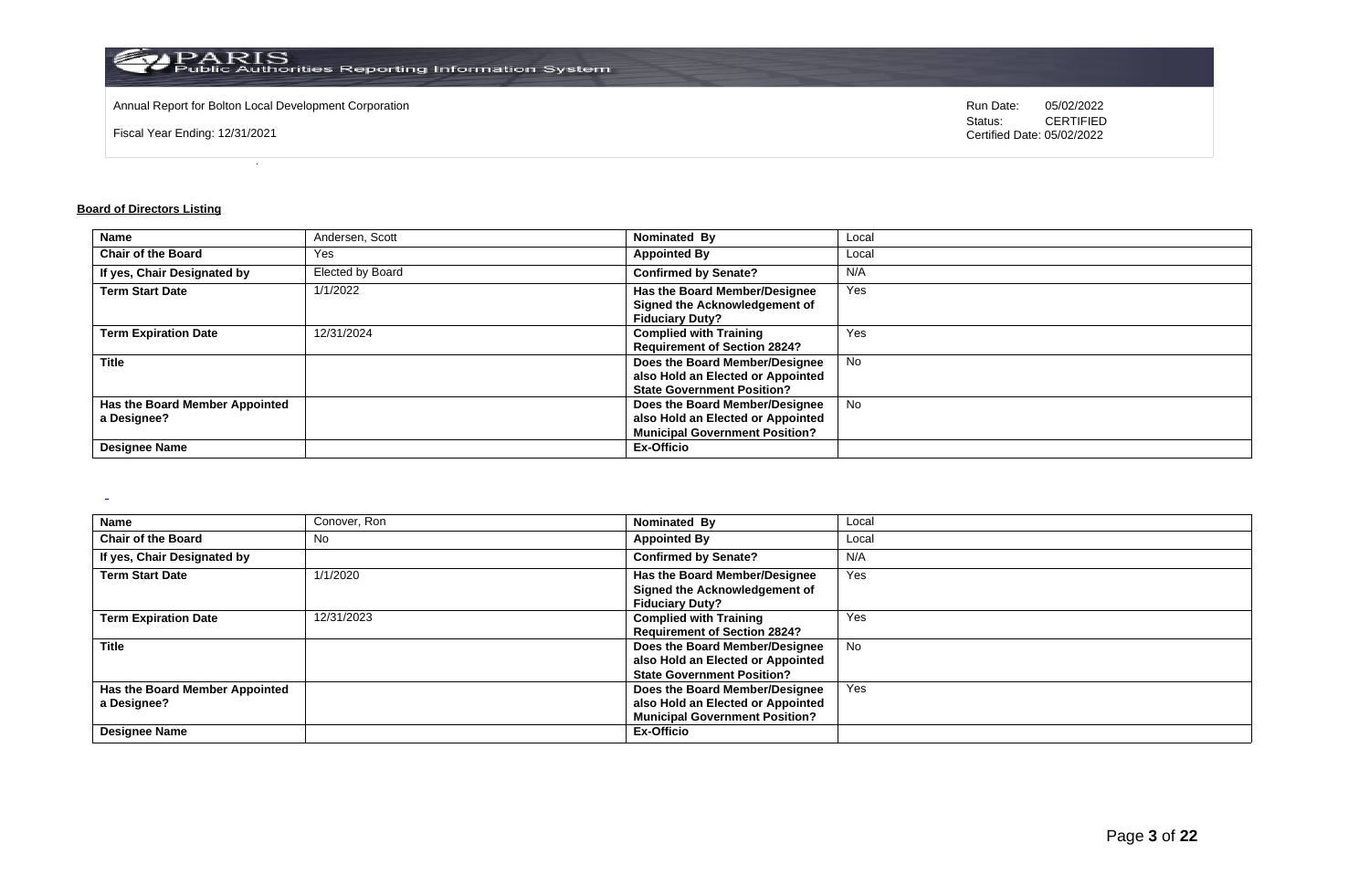Annual Report for Bolton Local Development Corporation

Fiscal Year Ending: 12/31/2021

Run Date: 05/02/2022
Status: CERTIFIED
Certified Date: 05/02/2022

**Board of Directors Listing**

| **Name** | Andersen, Scott | **Nominated By** | Local |
|---|---|---|---|
| **Chair of the Board** | Yes | **Appointed By** | Local |
| **If yes, Chair Designated by** | Elected by Board | **Confirmed by Senate?** | N/A |
| **Term Start Date** | 1/1/2022 | **Has the Board Member/Designee Signed the Acknowledgement of Fiduciary Duty?** | Yes |
| **Term Expiration Date** | 12/31/2024 | **Complied with Training Requirement of Section 2824?** | Yes |
| **Title** | | **Does the Board Member/Designee also Hold an Elected or Appointed State Government Position?** | No |
| **Has the Board Member Appointed a Designee?** | | **Does the Board Member/Designee also Hold an Elected or Appointed Municipal Government Position?** | No |
| **Designee Name** | | **Ex-Officio** | |

| **Name** | Conover, Ron | **Nominated By** | Local |
|---|---|---|---|
| **Chair of the Board** | No | **Appointed By** | Local |
| **If yes, Chair Designated by** | | **Confirmed by Senate?** | N/A |
| **Term Start Date** | 1/1/2020 | **Has the Board Member/Designee Signed the Acknowledgement of Fiduciary Duty?** | Yes |
| **Term Expiration Date** | 12/31/2023 | **Complied with Training Requirement of Section 2824?** | Yes |
| **Title** | | **Does the Board Member/Designee also Hold an Elected or Appointed State Government Position?** | No |
| **Has the Board Member Appointed a Designee?** | | **Does the Board Member/Designee also Hold an Elected or Appointed Municipal Government Position?** | Yes |
| **Designee Name** | | **Ex-Officio** | |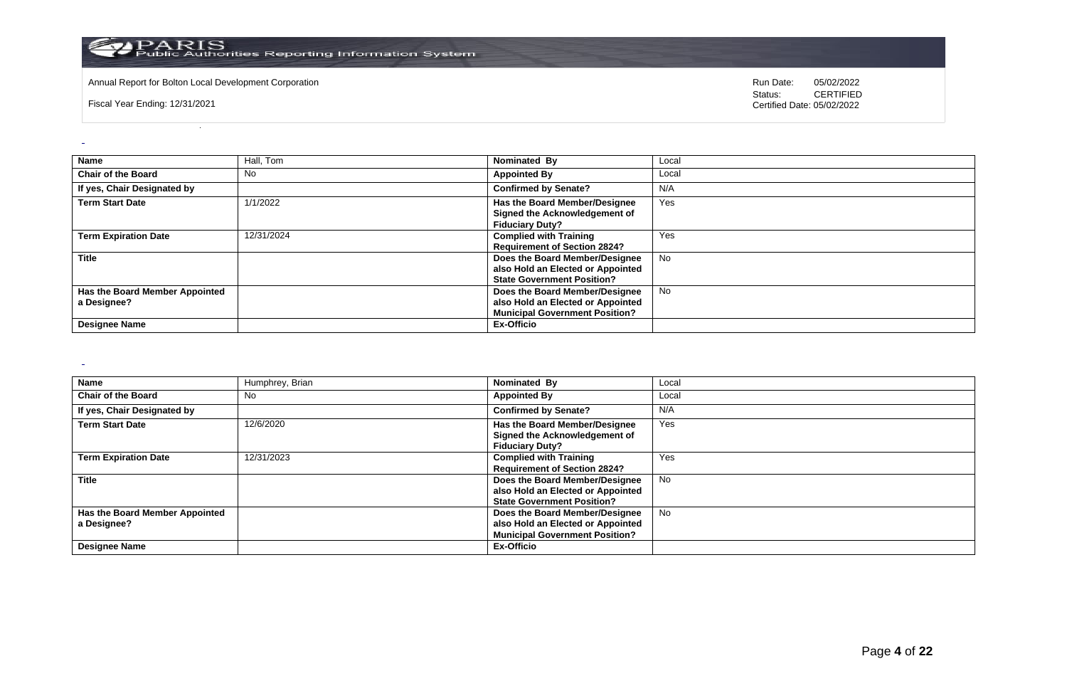Annual Report for Bolton Local Development Corporation

Fiscal Year Ending: 12/31/2021

Run Date: 05/02/2022
Status: CERTIFIED
Certified Date: 05/02/2022

| Name | Hall, Tom | Nominated By | Local |
|---|---|---|---|
| Chair of the Board | No | Appointed By | Local |
| If yes, Chair Designated by | | Confirmed by Senate? | N/A |
| Term Start Date | 1/1/2022 | Has the Board Member/Designee Signed the Acknowledgement of Fiduciary Duty? | Yes |
| Term Expiration Date | 12/31/2024 | Complied with Training Requirement of Section 2824? | Yes |
| Title | | Does the Board Member/Designee also Hold an Elected or Appointed State Government Position? | No |
| Has the Board Member Appointed a Designee? | | Does the Board Member/Designee also Hold an Elected or Appointed Municipal Government Position? | No |
| Designee Name | | Ex-Officio | |

| Name | Humphrey, Brian | Nominated By | Local |
|---|---|---|---|
| Chair of the Board | No | Appointed By | Local |
| If yes, Chair Designated by | | Confirmed by Senate? | N/A |
| Term Start Date | 12/6/2020 | Has the Board Member/Designee Signed the Acknowledgement of Fiduciary Duty? | Yes |
| Term Expiration Date | 12/31/2023 | Complied with Training Requirement of Section 2824? | Yes |
| Title | | Does the Board Member/Designee also Hold an Elected or Appointed State Government Position? | No |
| Has the Board Member Appointed a Designee? | | Does the Board Member/Designee also Hold an Elected or Appointed Municipal Government Position? | No |
| Designee Name | | Ex-Officio | |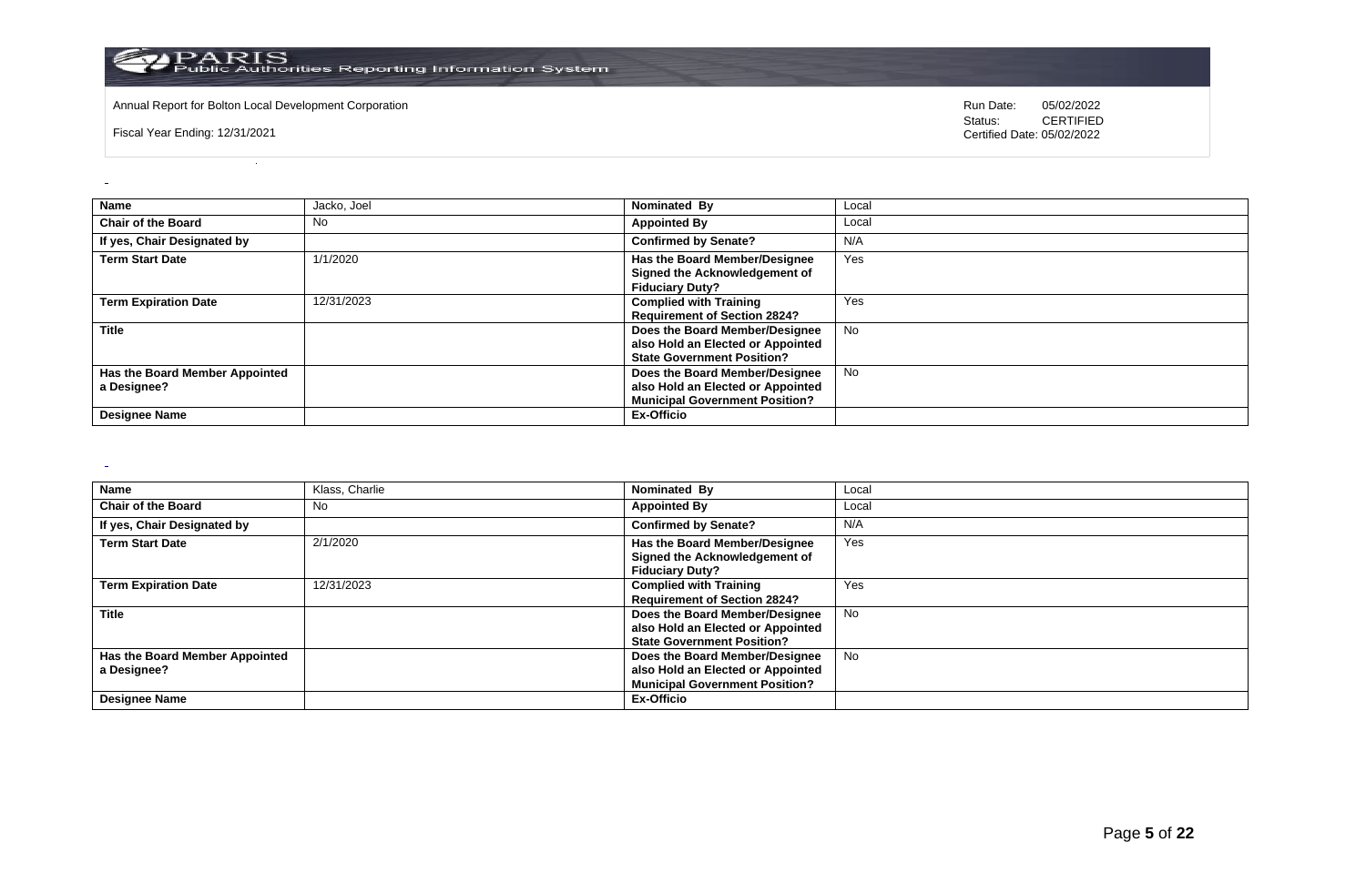Annual Report for Bolton Local Development Corporation

Fiscal Year Ending: 12/31/2021

Run Date: 05/02/2022
Status: CERTIFIED
Certified Date: 05/02/2022

| Name | Jacko, Joel | Nominated By | Local |
|---|---|---|---|
| Chair of the Board | No | Appointed By | Local |
| If yes, Chair Designated by | | Confirmed by Senate? | N/A |
| Term Start Date | 1/1/2020 | Has the Board Member/Designee Signed the Acknowledgement of Fiduciary Duty? | Yes |
| Term Expiration Date | 12/31/2023 | Complied with Training Requirement of Section 2824? | Yes |
| Title | | Does the Board Member/Designee also Hold an Elected or Appointed State Government Position? | No |
| Has the Board Member Appointed a Designee? | | Does the Board Member/Designee also Hold an Elected or Appointed Municipal Government Position? | No |
| Designee Name | | Ex-Officio | |

| Name | Klass, Charlie | Nominated By | Local |
|---|---|---|---|
| Chair of the Board | No | Appointed By | Local |
| If yes, Chair Designated by | | Confirmed by Senate? | N/A |
| Term Start Date | 2/1/2020 | Has the Board Member/Designee Signed the Acknowledgement of Fiduciary Duty? | Yes |
| Term Expiration Date | 12/31/2023 | Complied with Training Requirement of Section 2824? | Yes |
| Title | | Does the Board Member/Designee also Hold an Elected or Appointed State Government Position? | No |
| Has the Board Member Appointed a Designee? | | Does the Board Member/Designee also Hold an Elected or Appointed Municipal Government Position? | No |
| Designee Name | | Ex-Officio | |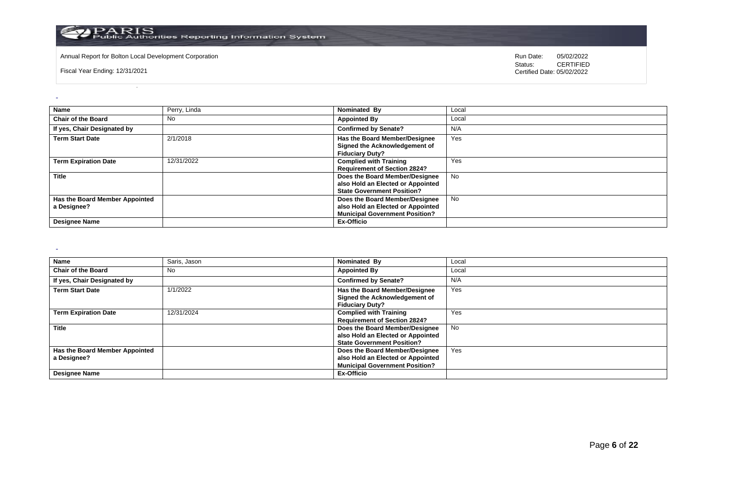| Name | Perry, Linda | Nominated By | Local |
|---|---|---|---|
| Chair of the Board | No | Appointed By | Local |
| If yes, Chair Designated by | | Confirmed by Senate? | N/A |
| Term Start Date | 2/1/2018 | Has the Board Member/Designee Signed the Acknowledgement of Fiduciary Duty? | Yes |
| Term Expiration Date | 12/31/2022 | Complied with Training Requirement of Section 2824? | Yes |
| Title | | Does the Board Member/Designee also Hold an Elected or Appointed State Government Position? | No |
| Has the Board Member Appointed a Designee? | | Does the Board Member/Designee also Hold an Elected or Appointed Municipal Government Position? | No |
| Designee Name | | Ex-Officio | |

| Name | Saris, Jason | Nominated By | Local |
|---|---|---|---|
| Chair of the Board | No | Appointed By | Local |
| If yes, Chair Designated by | | Confirmed by Senate? | N/A |
| Term Start Date | 1/1/2022 | Has the Board Member/Designee Signed the Acknowledgement of Fiduciary Duty? | Yes |
| Term Expiration Date | 12/31/2024 | Complied with Training Requirement of Section 2824? | Yes |
| Title | | Does the Board Member/Designee also Hold an Elected or Appointed State Government Position? | No |
| Has the Board Member Appointed a Designee? | | Does the Board Member/Designee also Hold an Elected or Appointed Municipal Government Position? | Yes |
| Designee Name | | Ex-Officio | |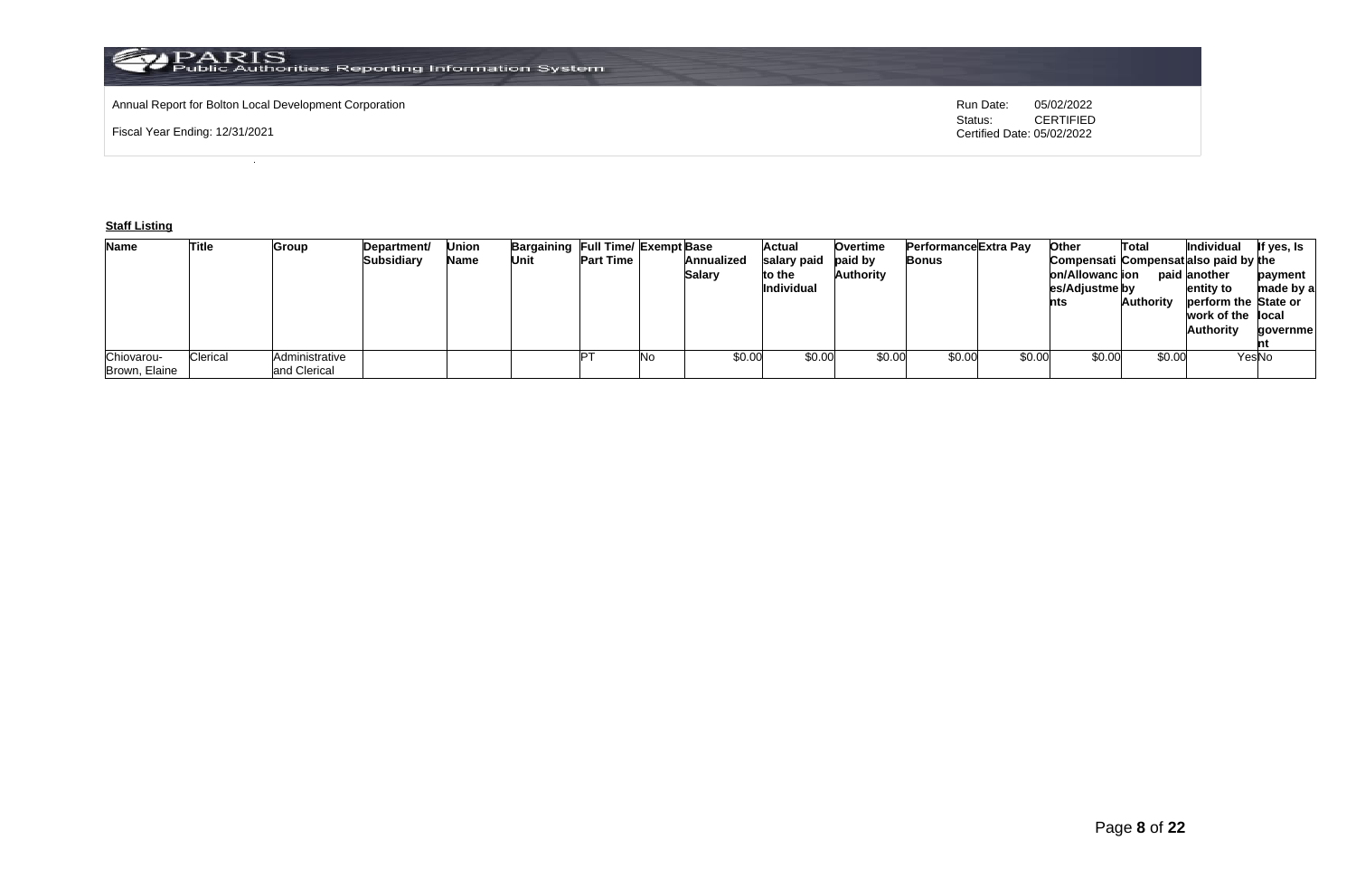Annual Report for Bolton Local Development Corporation

Fiscal Year Ending: 12/31/2021

Run Date: 05/02/2022
Status: CERTIFIED
Certified Date: 05/02/2022

**Staff Listing**

| Name | Title | Group | Department/ Subsidiary | Union Name | Bargaining Unit | Full Time/ Part Time | Exempt | Base Annualized Salary | Actual salary paid to the Individual | Overtime paid by Authority | Performance Bonus | Extra Pay | Other Compensation/Allowances/Adjustments | Total Compensation paid by Authority | Individual also paid by another entity to perform the work of the Authority | If yes, Is the payment made by a State or local government |
|---|---|---|---|---|---|---|---|---|---|---|---|---|---|---|---|---|
| Chiovarou-Brown, Elaine | Clerical | Administrative and Clerical | | | | PT | No | $0.00 | $0.00 | $0.00 | $0.00 | $0.00 | $0.00 | $0.00 | Yes | No |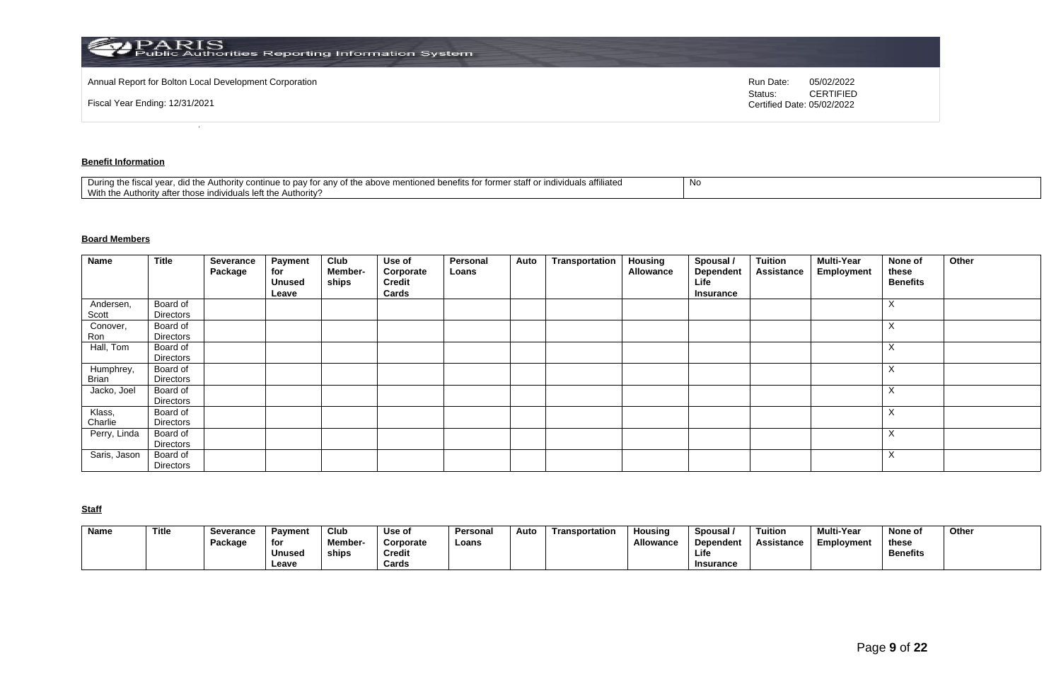Annual Report for Bolton Local Development Corporation

Fiscal Year Ending: 12/31/2021

Run Date: 05/02/2022
Status: CERTIFIED
Certified Date: 05/02/2022

**Benefit Information**

| During the fiscal year, did the Authority continue to pay for any of the above mentioned benefits for former staff or individuals affiliated With the Authority after those individuals left the Authority? | No |
|---|---|

**Board Members**

| Name | Title | Severance Package | Payment for Unused Leave | Club Member-ships | Use of Corporate Credit Cards | Personal Loans | Auto | Transportation | Housing Allowance | Spousal / Dependent Life Insurance | Tuition Assistance | Multi-Year Employment | None of these Benefits | Other |
|---|---|---|---|---|---|---|---|---|---|---|---|---|---|---|
| Andersen, Scott | Board of Directors | | | | | | | | | | | | X | |
| Conover, Ron | Board of Directors | | | | | | | | | | | | X | |
| Hall, Tom | Board of Directors | | | | | | | | | | | | X | |
| Humphrey, Brian | Board of Directors | | | | | | | | | | | | X | |
| Jacko, Joel | Board of Directors | | | | | | | | | | | | X | |
| Klass, Charlie | Board of Directors | | | | | | | | | | | | X | |
| Perry, Linda | Board of Directors | | | | | | | | | | | | X | |
| Saris, Jason | Board of Directors | | | | | | | | | | | | X | |

**Staff**

| Name | Title | Severance Package | Payment for Unused Leave | Club Member-ships | Use of Corporate Credit Cards | Personal Loans | Auto | Transportation | Housing Allowance | Spousal / Dependent Life Insurance | Tuition Assistance | Multi-Year Employment | None of these Benefits | Other |
|---|---|---|---|---|---|---|---|---|---|---|---|---|---|---|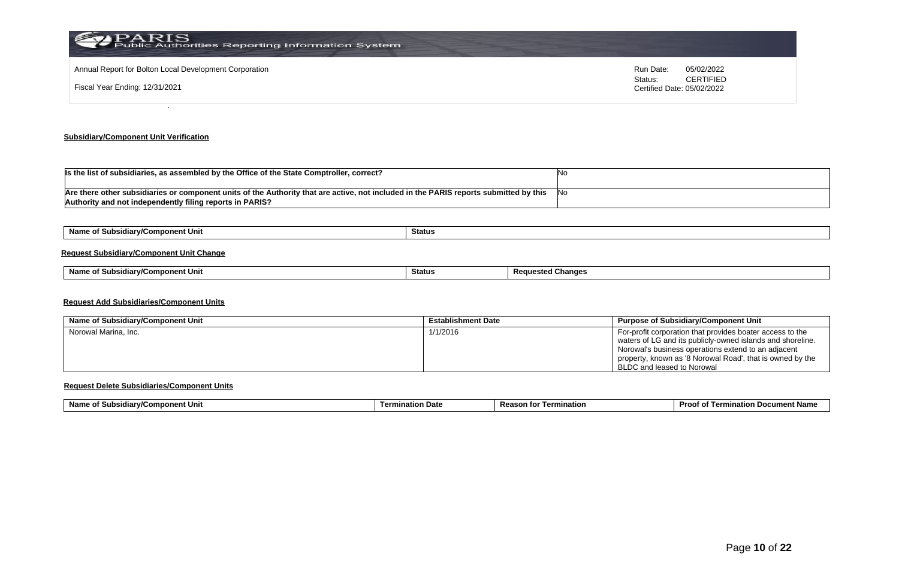Annual Report for Bolton Local Development Corporation

Fiscal Year Ending: 12/31/2021

Run Date: 05/02/2022
Status: CERTIFIED
Certified Date: 05/02/2022

## Subsidiary/Component Unit Verification

| Is the list of subsidiaries, as assembled by the Office of the State Comptroller, correct? | No |
|---|---|
| Are there other subsidiaries or component units of the Authority that are active, not included in the PARIS reports submitted by this Authority and not independently filing reports in PARIS? | No |

| Name of Subsidiary/Component Unit | Status |
|---|---|

### Request Subsidiary/Component Unit Change

| Name of Subsidiary/Component Unit | Status | Requested Changes |
|---|---|---|

### Request Add Subsidiaries/Component Units

| Name of Subsidiary/Component Unit | Establishment Date | Purpose of Subsidiary/Component Unit |
|---|---|---|
| Norowal Marina, Inc. | 1/1/2016 | For-profit corporation that provides boater access to the waters of LG and its publicly-owned islands and shoreline. Norowal's business operations extend to an adjacent property, known as '8 Norowal Road', that is owned by the BLDC and leased to Norowal |

### Request Delete Subsidiaries/Component Units

| Name of Subsidiary/Component Unit | Termination Date | Reason for Termination | Proof of Termination Document Name |
|---|---|---|---|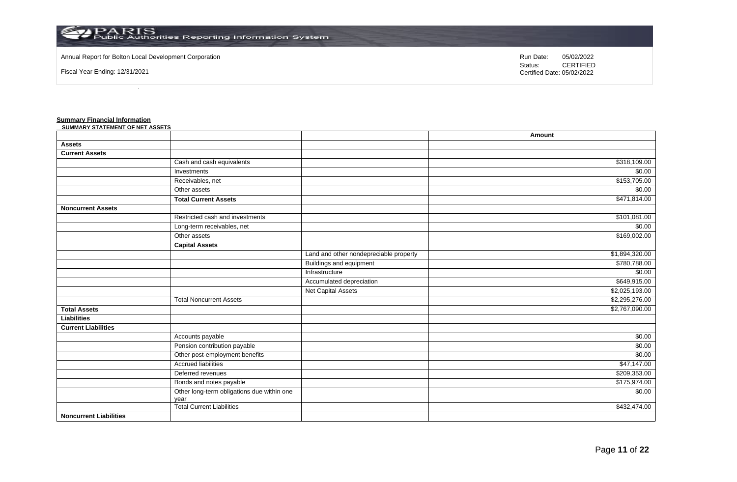Annual Report for Bolton Local Development Corporation

Fiscal Year Ending: 12/31/2021

Run Date: 05/02/2022
Status: CERTIFIED
Certified Date: 05/02/2022

**Summary Financial Information**

**SUMMARY STATEMENT OF NET ASSETS**

| | | | Amount |
|---|---|---|---|
| **Assets** | | | |
| **Current Assets** | | | |
| | Cash and cash equivalents | | $318,109.00 |
| | Investments | | $0.00 |
| | Receivables, net | | $153,705.00 |
| | Other assets | | $0.00 |
| | **Total Current Assets** | | $471,814.00 |
| **Noncurrent Assets** | | | |
| | Restricted cash and investments | | $101,081.00 |
| | Long-term receivables, net | | $0.00 |
| | Other assets | | $169,002.00 |
| | **Capital Assets** | | |
| | | Land and other nondepreciable property | $1,894,320.00 |
| | | Buildings and equipment | $780,788.00 |
| | | Infrastructure | $0.00 |
| | | Accumulated depreciation | $649,915.00 |
| | | Net Capital Assets | $2,025,193.00 |
| | Total Noncurrent Assets | | $2,295,276.00 |
| **Total Assets** | | | $2,767,090.00 |
| **Liabilities** | | | |
| **Current Liabilities** | | | |
| | Accounts payable | | $0.00 |
| | Pension contribution payable | | $0.00 |
| | Other post-employment benefits | | $0.00 |
| | Accrued liabilities | | $47,147.00 |
| | Deferred revenues | | $209,353.00 |
| | Bonds and notes payable | | $175,974.00 |
| | Other long-term obligations due within one year | | $0.00 |
| | Total Current Liabilities | | $432,474.00 |
| **Noncurrent Liabilities** | | | |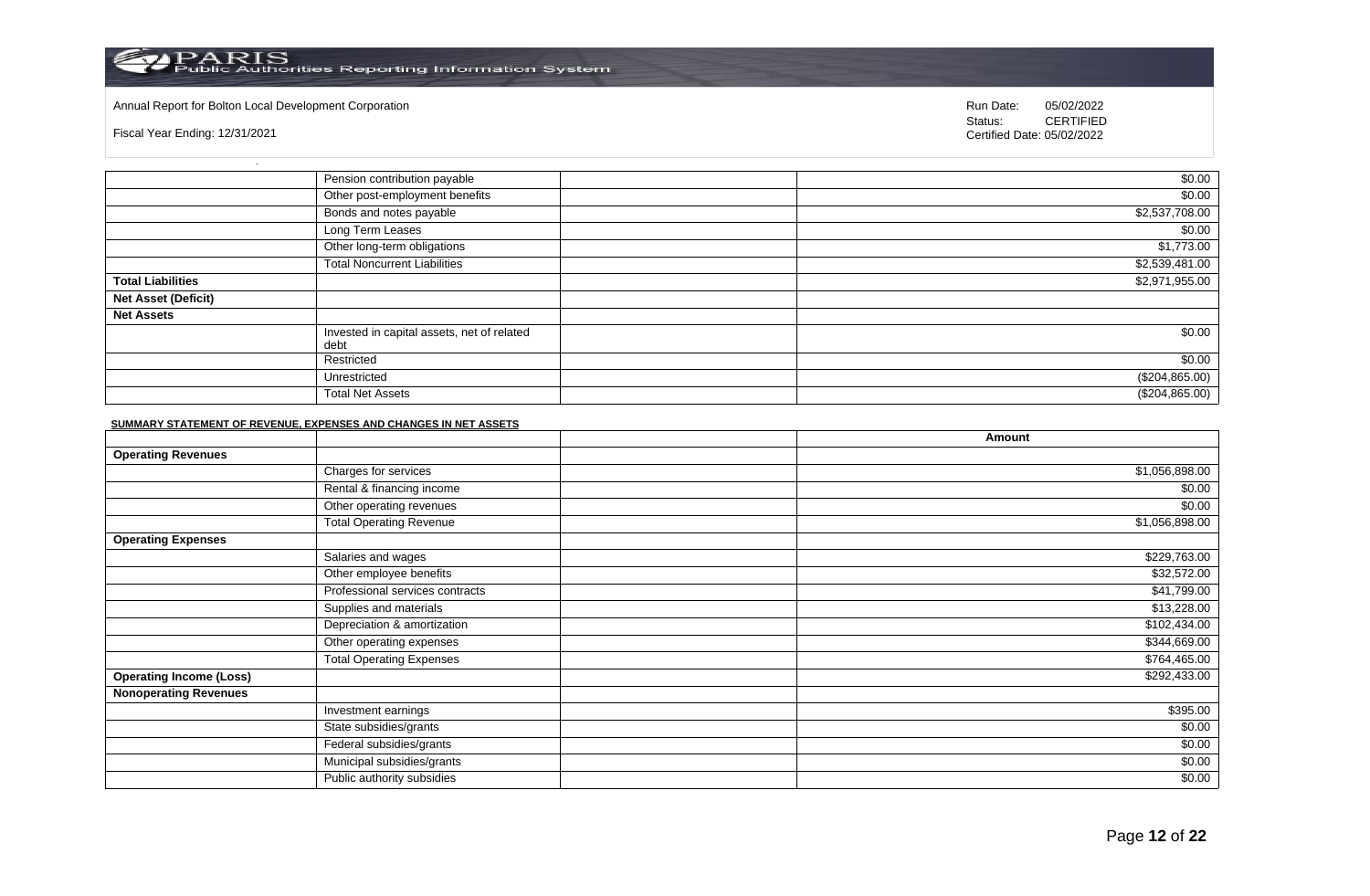Annual Report for Bolton Local Development Corporation

Fiscal Year Ending: 12/31/2021

Run Date: 05/02/2022
Status: CERTIFIED
Certified Date: 05/02/2022

| | | | |
|---|---|---|---|
| | Pension contribution payable | | $0.00 |
| | Other post-employment benefits | | $0.00 |
| | Bonds and notes payable | | $2,537,708.00 |
| | Long Term Leases | | $0.00 |
| | Other long-term obligations | | $1,773.00 |
| | Total Noncurrent Liabilities | | $2,539,481.00 |
| **Total Liabilities** | | | $2,971,955.00 |
| **Net Asset (Deficit)** | | | |
| **Net Assets** | | | |
| | Invested in capital assets, net of related debt | | $0.00 |
| | Restricted | | $0.00 |
| | Unrestricted | | ($204,865.00) |
| | Total Net Assets | | ($204,865.00) |

**SUMMARY STATEMENT OF REVENUE, EXPENSES AND CHANGES IN NET ASSETS**

| | | | Amount |
|---|---|---|---|
| **Operating Revenues** | | | |
| | Charges for services | | $1,056,898.00 |
| | Rental & financing income | | $0.00 |
| | Other operating revenues | | $0.00 |
| | Total Operating Revenue | | $1,056,898.00 |
| **Operating Expenses** | | | |
| | Salaries and wages | | $229,763.00 |
| | Other employee benefits | | $32,572.00 |
| | Professional services contracts | | $41,799.00 |
| | Supplies and materials | | $13,228.00 |
| | Depreciation & amortization | | $102,434.00 |
| | Other operating expenses | | $344,669.00 |
| | Total Operating Expenses | | $764,465.00 |
| **Operating Income (Loss)** | | | $292,433.00 |
| **Nonoperating Revenues** | | | |
| | Investment earnings | | $395.00 |
| | State subsidies/grants | | $0.00 |
| | Federal subsidies/grants | | $0.00 |
| | Municipal subsidies/grants | | $0.00 |
| | Public authority subsidies | | $0.00 |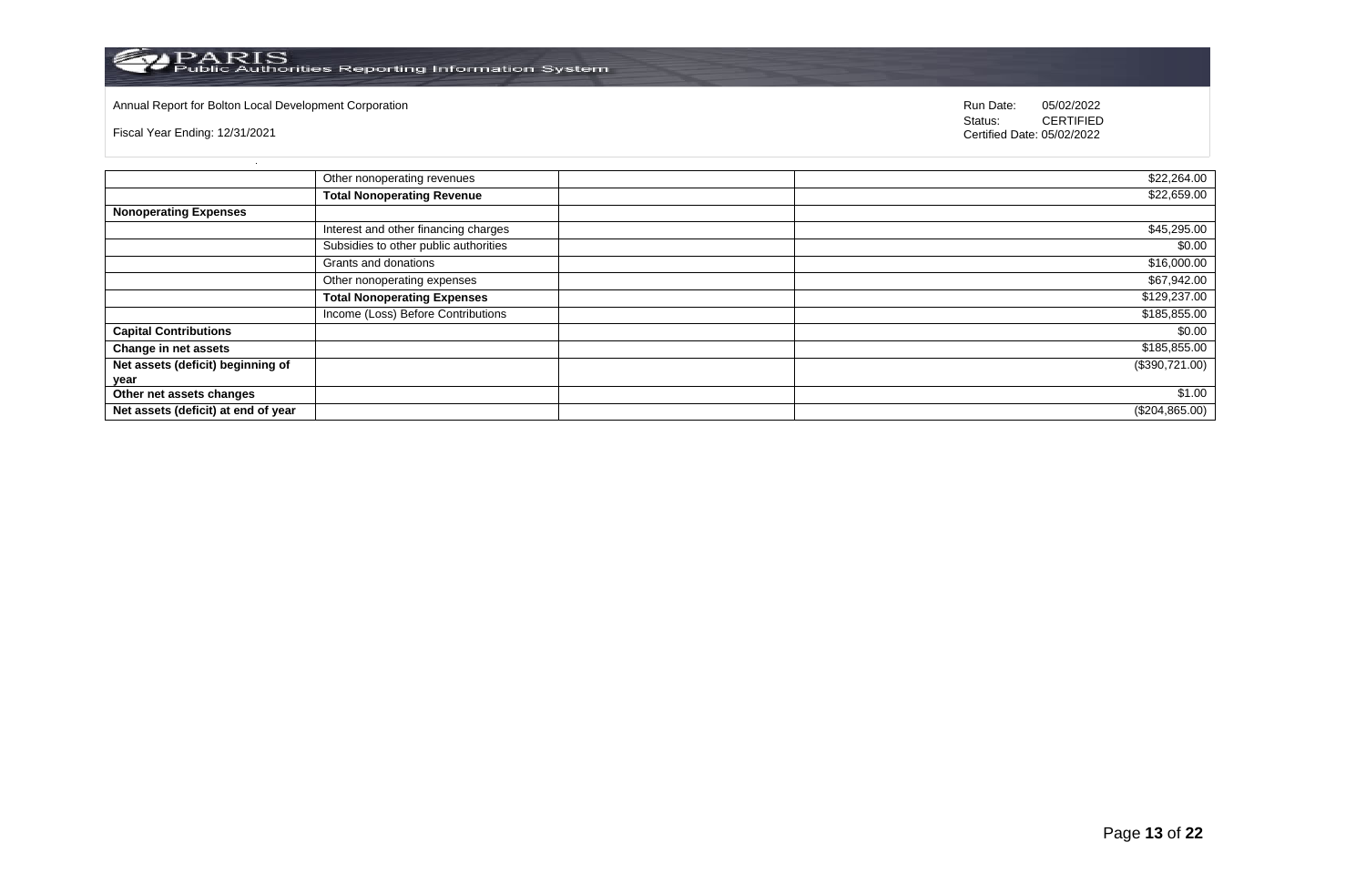Annual Report for Bolton Local Development Corporation

Fiscal Year Ending: 12/31/2021

Run Date: 05/02/2022
Status: CERTIFIED
Certified Date: 05/02/2022

| | | | |
|---|---|---|---|
| | Other nonoperating revenues | | $22,264.00 |
| | **Total Nonoperating Revenue** | | $22,659.00 |
| **Nonoperating Expenses** | | | |
| | Interest and other financing charges | | $45,295.00 |
| | Subsidies to other public authorities | | $0.00 |
| | Grants and donations | | $16,000.00 |
| | Other nonoperating expenses | | $67,942.00 |
| | **Total Nonoperating Expenses** | | $129,237.00 |
| | Income (Loss) Before Contributions | | $185,855.00 |
| **Capital Contributions** | | | $0.00 |
| **Change in net assets** | | | $185,855.00 |
| **Net assets (deficit) beginning of year** | | | ($390,721.00) |
| **Other net assets changes** | | | $1.00 |
| **Net assets (deficit) at end of year** | | | ($204,865.00) |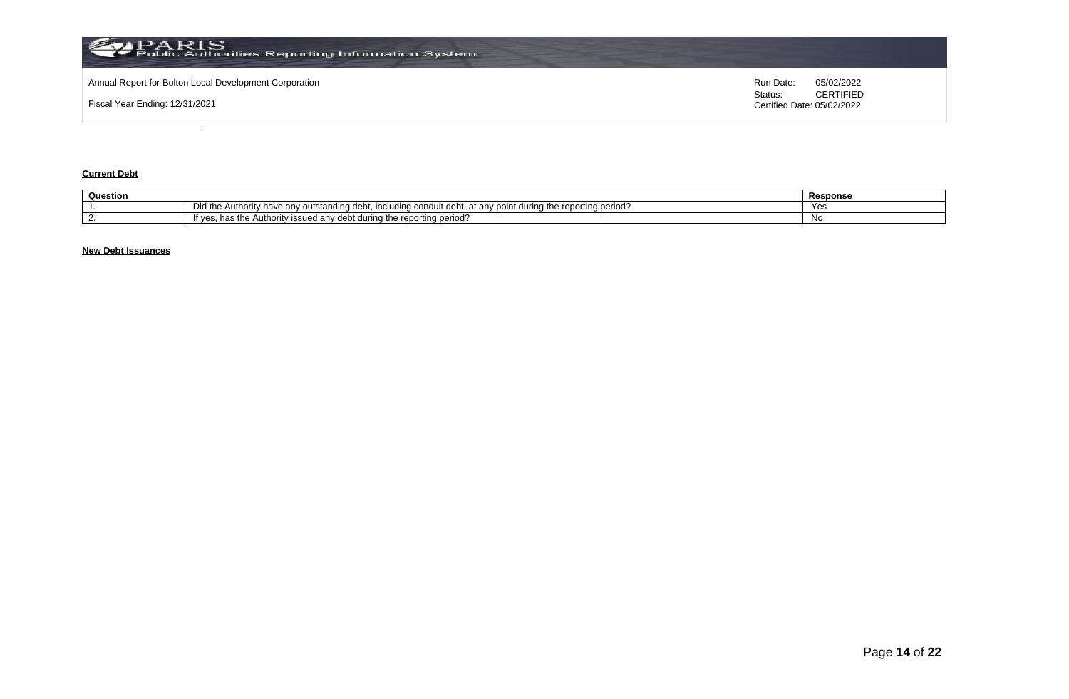**Current Debt**

| Question | | Response |
|---|---|---|
| 1. | Did the Authority have any outstanding debt, including conduit debt, at any point during the reporting period? | Yes |
| 2. | If yes, has the Authority issued any debt during the reporting period? | No |

**New Debt Issuances**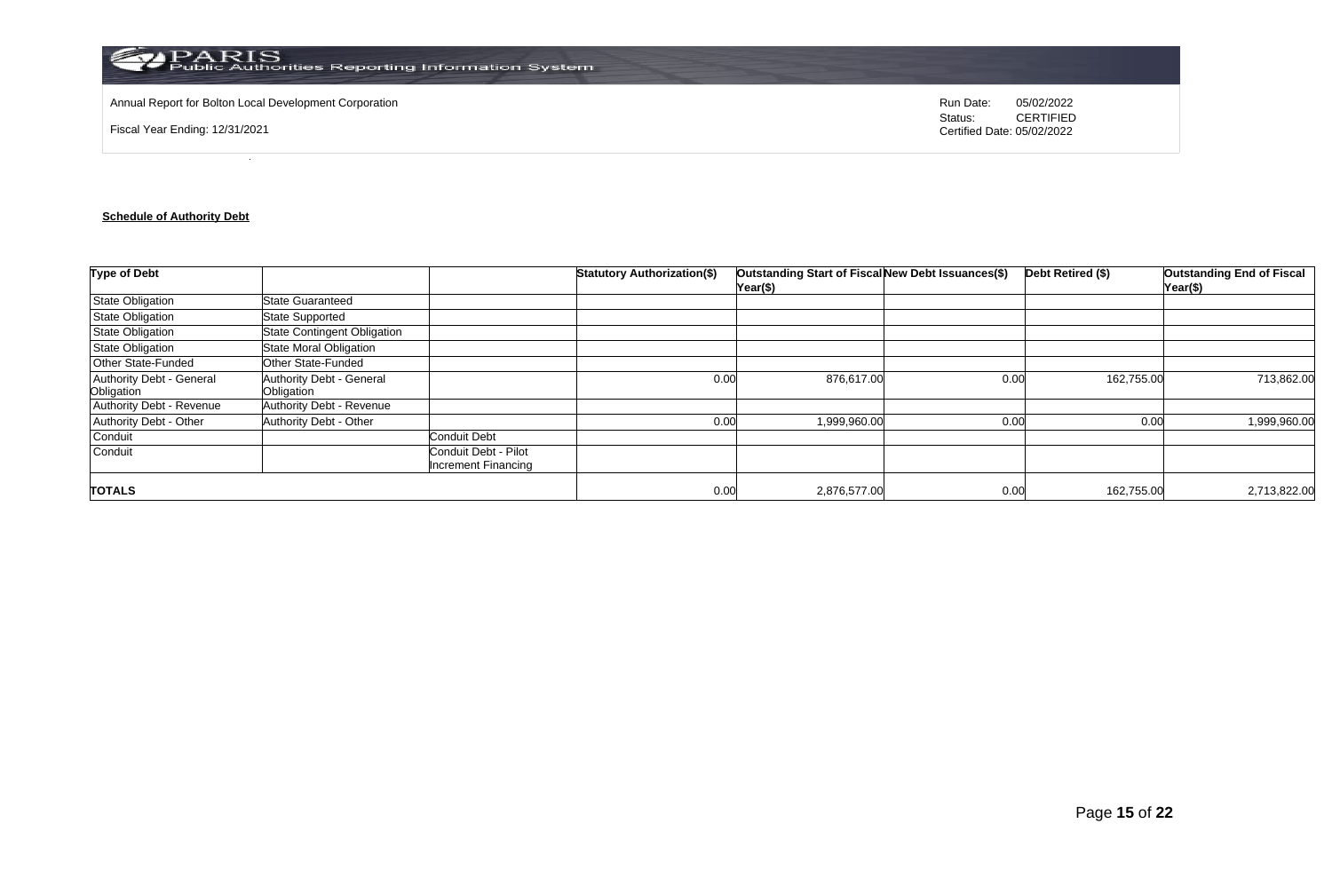Annual Report for Bolton Local Development Corporation

Fiscal Year Ending: 12/31/2021

Run Date: 05/02/2022
Status: CERTIFIED
Certified Date: 05/02/2022

**Schedule of Authority Debt**

| Type of Debt | | | Statutory Authorization($) | Outstanding Start of Fiscal Year($) | New Debt Issuances($) | Debt Retired ($) | Outstanding End of Fiscal Year($) |
|---|---|---|---|---|---|---|---|
| State Obligation | State Guaranteed | | | | | | |
| State Obligation | State Supported | | | | | | |
| State Obligation | State Contingent Obligation | | | | | | |
| State Obligation | State Moral Obligation | | | | | | |
| Other State-Funded | Other State-Funded | | | | | | |
| Authority Debt - General Obligation | Authority Debt - General Obligation | | 0.00 | 876,617.00 | 0.00 | 162,755.00 | 713,862.00 |
| Authority Debt - Revenue | Authority Debt - Revenue | | | | | | |
| Authority Debt - Other | Authority Debt - Other | | 0.00 | 1,999,960.00 | 0.00 | 0.00 | 1,999,960.00 |
| Conduit | | Conduit Debt | | | | | |
| Conduit | | Conduit Debt - Pilot Increment Financing | | | | | |
| **TOTALS** | | | 0.00 | 2,876,577.00 | 0.00 | 162,755.00 | 2,713,822.00 |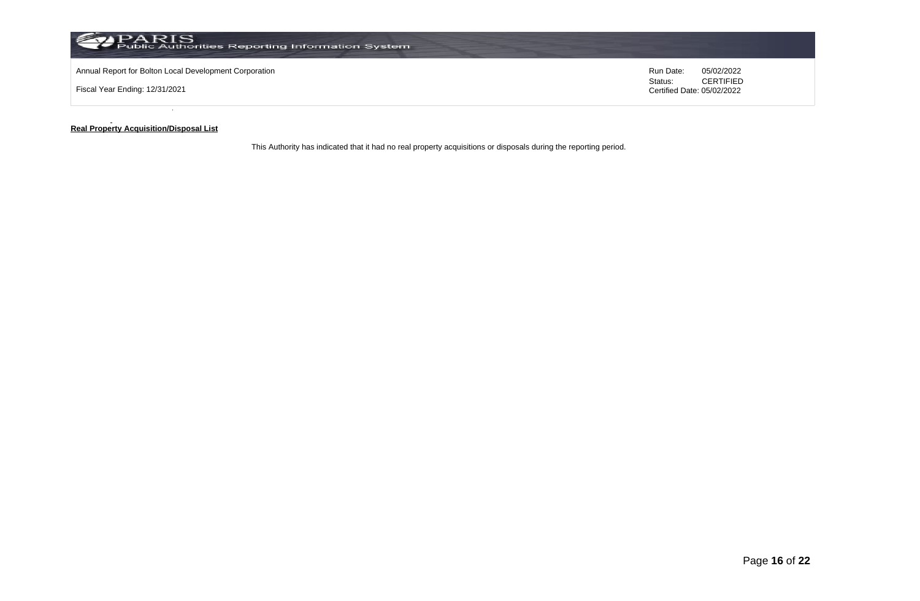**Real Property Acquisition/Disposal List**

This Authority has indicated that it had no real property acquisitions or disposals during the reporting period.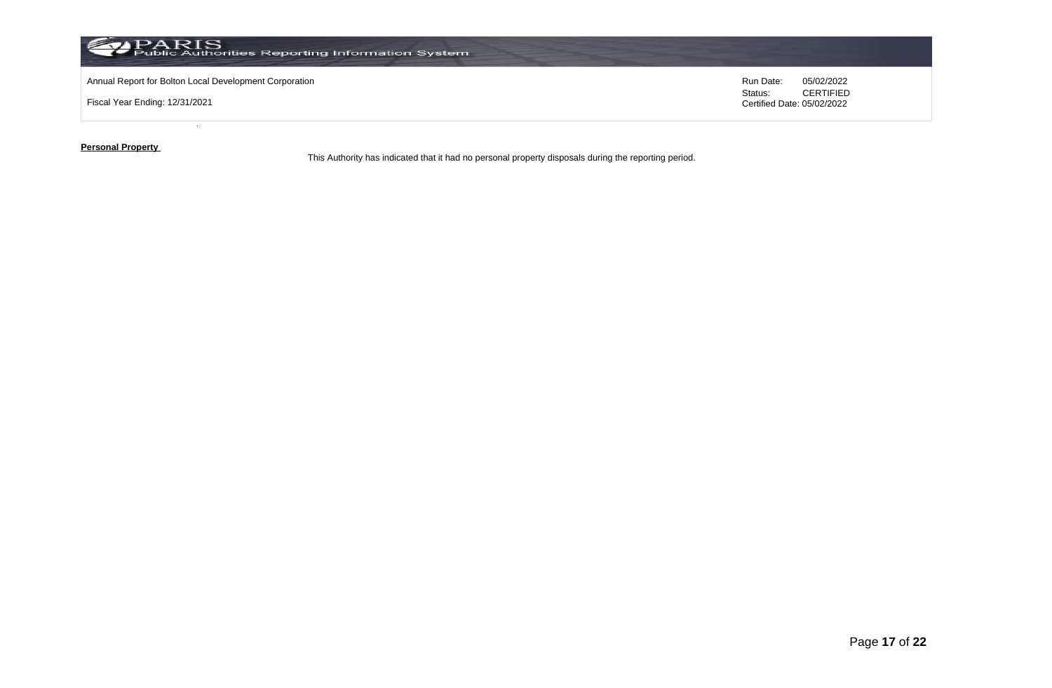**Personal Property**

This Authority has indicated that it had no personal property disposals during the reporting period.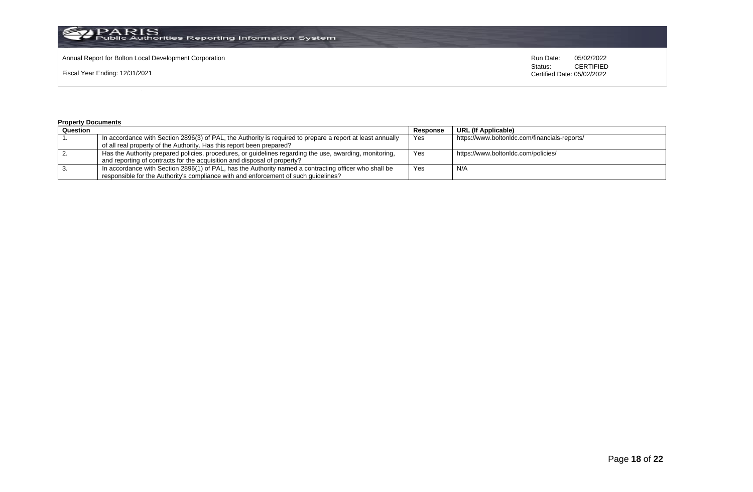Annual Report for Bolton Local Development Corporation

Fiscal Year Ending: 12/31/2021

Run Date: 05/02/2022
Status: CERTIFIED
Certified Date: 05/02/2022

**Property Documents**

| Question | | Response | URL (If Applicable) |
|---|---|---|---|
| 1. | In accordance with Section 2896(3) of PAL, the Authority is required to prepare a report at least annually of all real property of the Authority. Has this report been prepared? | Yes | https://www.boltonldc.com/financials-reports/ |
| 2. | Has the Authority prepared policies, procedures, or guidelines regarding the use, awarding, monitoring, and reporting of contracts for the acquisition and disposal of property? | Yes | https://www.boltonldc.com/policies/ |
| 3. | In accordance with Section 2896(1) of PAL, has the Authority named a contracting officer who shall be responsible for the Authority's compliance with and enforcement of such guidelines? | Yes | N/A |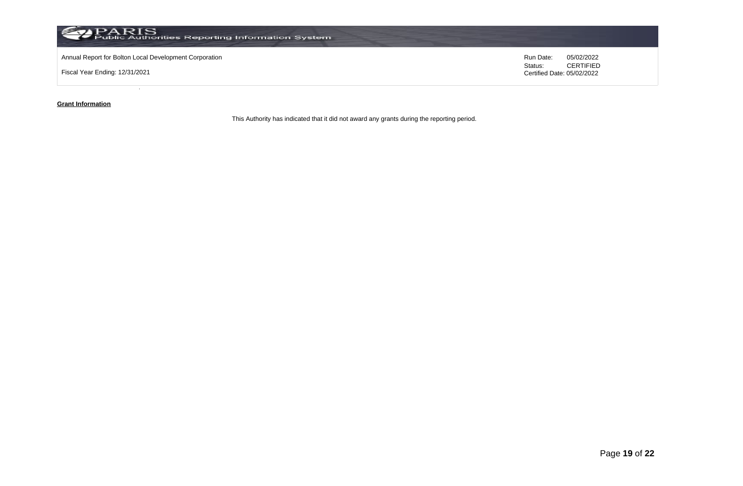Annual Report for Bolton Local Development Corporation

Fiscal Year Ending: 12/31/2021

Run Date: 05/02/2022
Status: CERTIFIED
Certified Date: 05/02/2022

**Grant Information**

This Authority has indicated that it did not award any grants during the reporting period.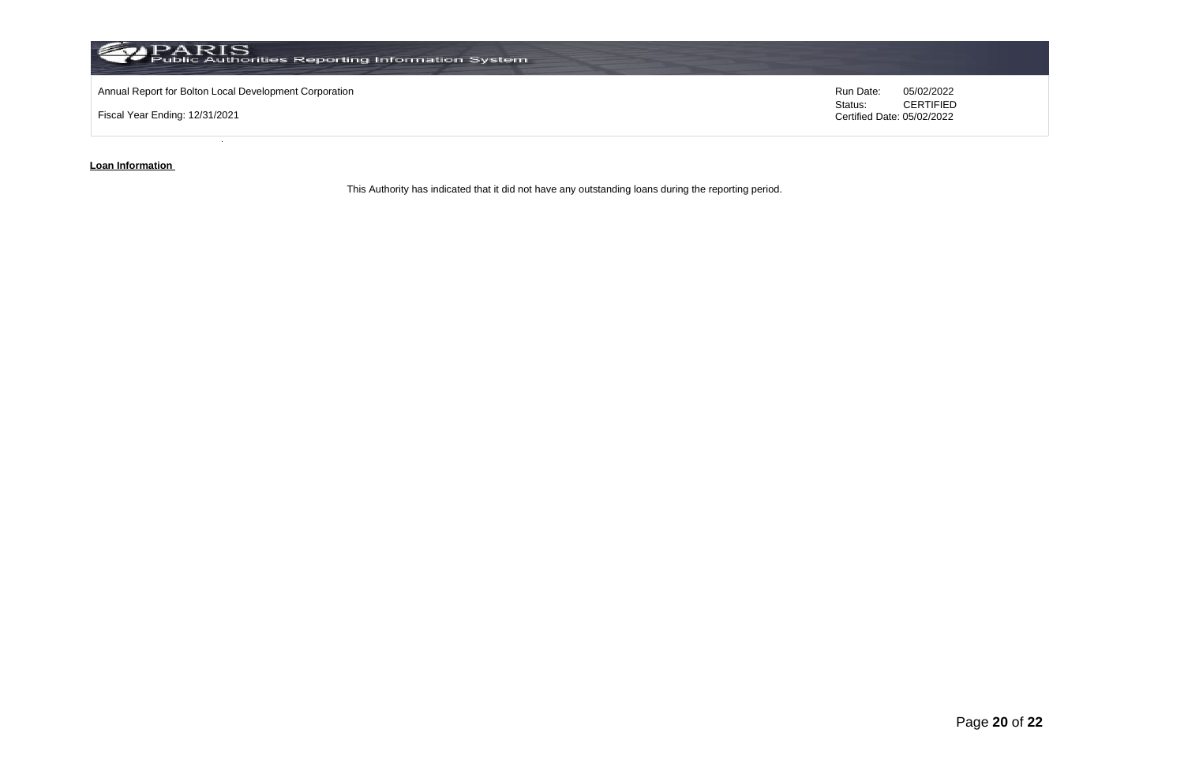**Loan Information**

This Authority has indicated that it did not have any outstanding loans during the reporting period.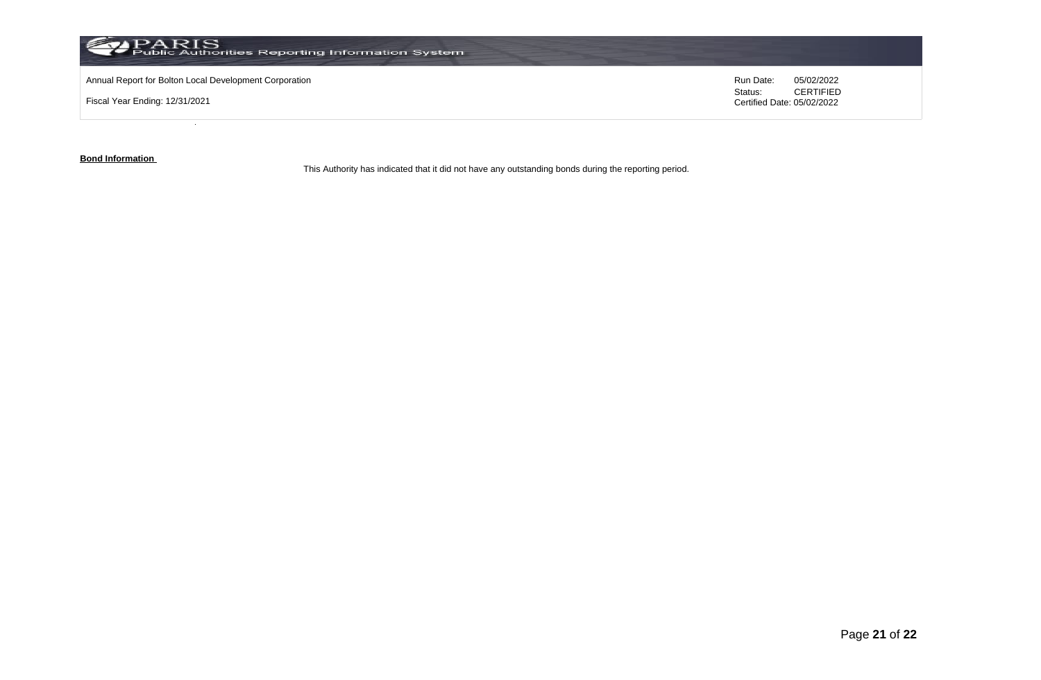**Bond Information**

This Authority has indicated that it did not have any outstanding bonds during the reporting period.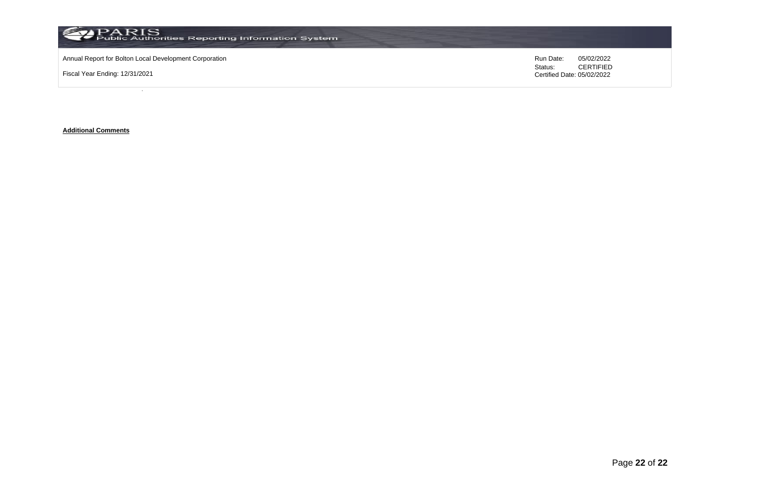**Additional Comments**